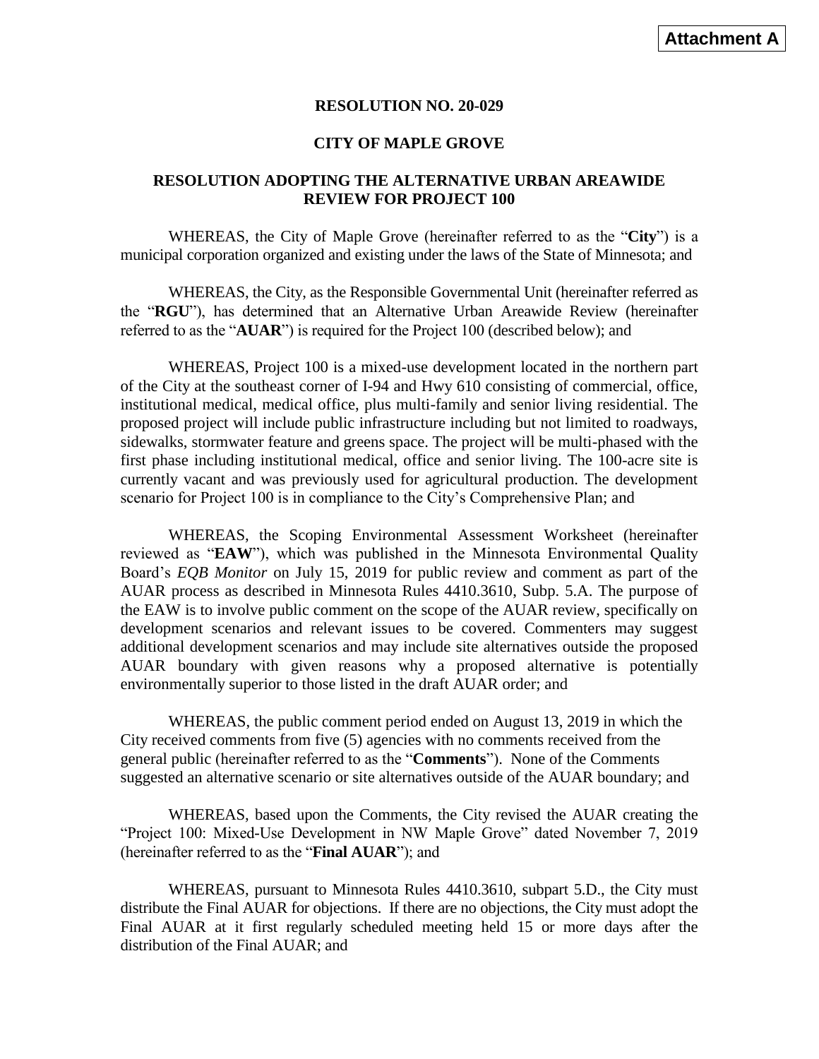**Attachment A**

**RESOLUTION NO. 20-029**

**CITY OF MAPLE GROVE**

**RESOLUTION ADOPTING THE ALTERNATIVE URBAN AREAWIDE REVIEW FOR PROJECT 100**

WHEREAS, the City of Maple Grove (hereinafter referred to as the "**City**") is a municipal corporation organized and existing under the laws of the State of Minnesota; and

WHEREAS, the City, as the Responsible Governmental Unit (hereinafter referred as the "**RGU**"), has determined that an Alternative Urban Areawide Review (hereinafter referred to as the "**AUAR**") is required for the Project 100 (described below); and

WHEREAS, Project 100 is a mixed-use development located in the northern part of the City at the southeast corner of I-94 and Hwy 610 consisting of commercial, office, institutional medical, medical office, plus multi-family and senior living residential. The proposed project will include public infrastructure including but not limited to roadways, sidewalks, stormwater feature and greens space. The project will be multi-phased with the first phase including institutional medical, office and senior living. The 100-acre site is currently vacant and was previously used for agricultural production. The development scenario for Project 100 is in compliance to the City's Comprehensive Plan; and

WHEREAS, the Scoping Environmental Assessment Worksheet (hereinafter reviewed as "**EAW**"), which was published in the Minnesota Environmental Quality Board's *EQB Monitor* on July 15, 2019 for public review and comment as part of the AUAR process as described in Minnesota Rules 4410.3610, Subp. 5.A. The purpose of the EAW is to involve public comment on the scope of the AUAR review, specifically on development scenarios and relevant issues to be covered. Commenters may suggest additional development scenarios and may include site alternatives outside the proposed AUAR boundary with given reasons why a proposed alternative is potentially environmentally superior to those listed in the draft AUAR order; and

WHEREAS, the public comment period ended on August 13, 2019 in which the City received comments from five (5) agencies with no comments received from the general public (hereinafter referred to as the "**Comments**"). None of the Comments suggested an alternative scenario or site alternatives outside of the AUAR boundary; and

WHEREAS, based upon the Comments, the City revised the AUAR creating the "Project 100: Mixed-Use Development in NW Maple Grove" dated November 7, 2019 (hereinafter referred to as the "**Final AUAR**"); and

WHEREAS, pursuant to Minnesota Rules 4410.3610, subpart 5.D., the City must distribute the Final AUAR for objections. If there are no objections, the City must adopt the Final AUAR at it first regularly scheduled meeting held 15 or more days after the distribution of the Final AUAR; and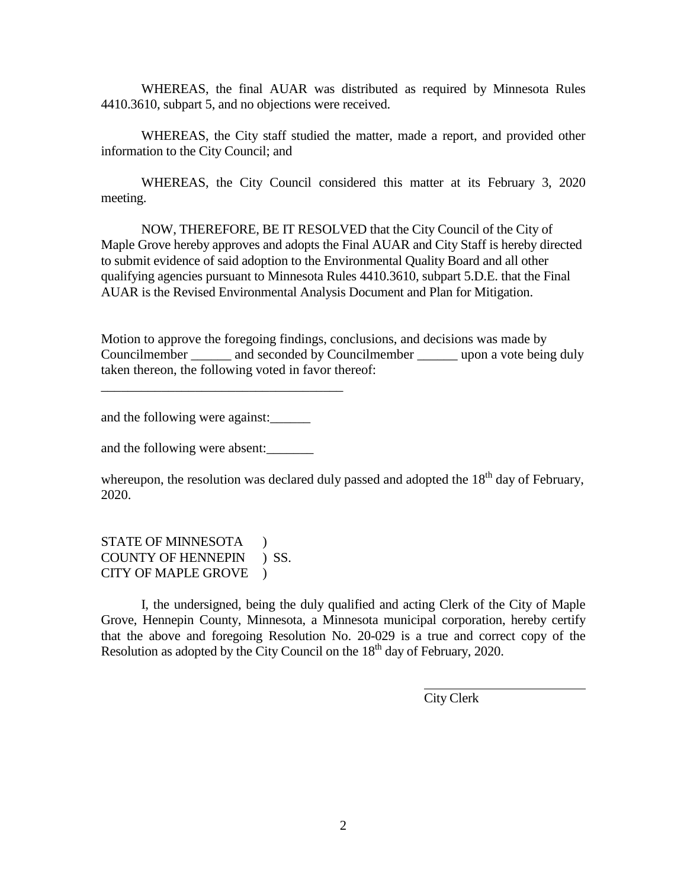WHEREAS, the final AUAR was distributed as required by Minnesota Rules 4410.3610, subpart 5, and no objections were received.

WHEREAS, the City staff studied the matter, made a report, and provided other information to the City Council; and

WHEREAS, the City Council considered this matter at its February 3, 2020 meeting.

NOW, THEREFORE, BE IT RESOLVED that the City Council of the City of Maple Grove hereby approves and adopts the Final AUAR and City Staff is hereby directed to submit evidence of said adoption to the Environmental Quality Board and all other qualifying agencies pursuant to Minnesota Rules 4410.3610, subpart 5.D.E. that the Final AUAR is the Revised Environmental Analysis Document and Plan for Mitigation.

Motion to approve the foregoing findings, conclusions, and decisions was made by Councilmember ______ and seconded by Councilmember ______ upon a vote being duly taken thereon, the following voted in favor thereof:

____________________________________

and the following were against:______

and the following were absent:_______

whereupon, the resolution was declared duly passed and adopted the 18th day of February, 2020.

STATE OF MINNESOTA )
COUNTY OF HENNEPIN ) SS.
CITY OF MAPLE GROVE )

I, the undersigned, being the duly qualified and acting Clerk of the City of Maple Grove, Hennepin County, Minnesota, a Minnesota municipal corporation, hereby certify that the above and foregoing Resolution No. 20-029 is a true and correct copy of the Resolution as adopted by the City Council on the 18th day of February, 2020.

____________________________
City Clerk